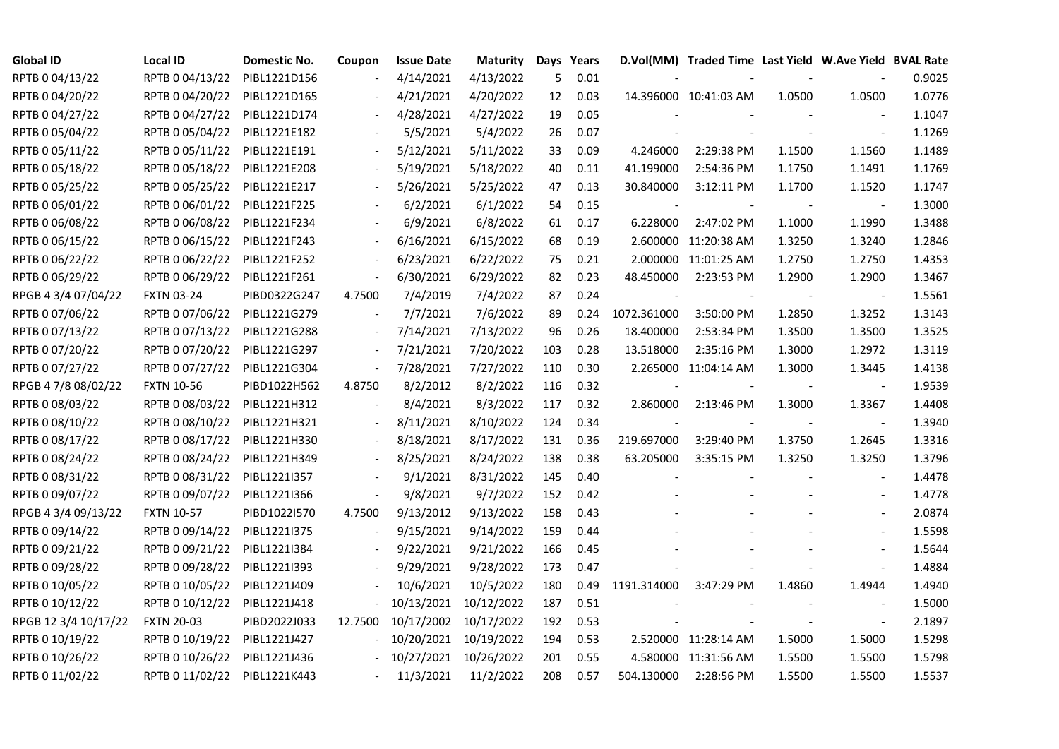| Global ID | Local ID | Domestic No. | Coupon | Issue Date | Maturity | Days | Years | D.Vol(MM) | Traded Time | Last Yield | W.Ave Yield | BVAL Rate |
|---|---|---|---|---|---|---|---|---|---|---|---|---|
| RPTB 0 04/13/22 | RPTB 0 04/13/22 | PIBL1221D156 | - | 4/14/2021 | 4/13/2022 | 5 | 0.01 | - | - | - | - | 0.9025 |
| RPTB 0 04/20/22 | RPTB 0 04/20/22 | PIBL1221D165 | - | 4/21/2021 | 4/20/2022 | 12 | 0.03 | 14.396000 | 10:41:03 AM | 1.0500 | 1.0500 | 1.0776 |
| RPTB 0 04/27/22 | RPTB 0 04/27/22 | PIBL1221D174 | - | 4/28/2021 | 4/27/2022 | 19 | 0.05 | - | - | - | - | 1.1047 |
| RPTB 0 05/04/22 | RPTB 0 05/04/22 | PIBL1221E182 | - | 5/5/2021 | 5/4/2022 | 26 | 0.07 | - | - | - | - | 1.1269 |
| RPTB 0 05/11/22 | RPTB 0 05/11/22 | PIBL1221E191 | - | 5/12/2021 | 5/11/2022 | 33 | 0.09 | 4.246000 | 2:29:38 PM | 1.1500 | 1.1560 | 1.1489 |
| RPTB 0 05/18/22 | RPTB 0 05/18/22 | PIBL1221E208 | - | 5/19/2021 | 5/18/2022 | 40 | 0.11 | 41.199000 | 2:54:36 PM | 1.1750 | 1.1491 | 1.1769 |
| RPTB 0 05/25/22 | RPTB 0 05/25/22 | PIBL1221E217 | - | 5/26/2021 | 5/25/2022 | 47 | 0.13 | 30.840000 | 3:12:11 PM | 1.1700 | 1.1520 | 1.1747 |
| RPTB 0 06/01/22 | RPTB 0 06/01/22 | PIBL1221F225 | - | 6/2/2021 | 6/1/2022 | 54 | 0.15 | - | - | - | - | 1.3000 |
| RPTB 0 06/08/22 | RPTB 0 06/08/22 | PIBL1221F234 | - | 6/9/2021 | 6/8/2022 | 61 | 0.17 | 6.228000 | 2:47:02 PM | 1.1000 | 1.1990 | 1.3488 |
| RPTB 0 06/15/22 | RPTB 0 06/15/22 | PIBL1221F243 | - | 6/16/2021 | 6/15/2022 | 68 | 0.19 | 2.600000 | 11:20:38 AM | 1.3250 | 1.3240 | 1.2846 |
| RPTB 0 06/22/22 | RPTB 0 06/22/22 | PIBL1221F252 | - | 6/23/2021 | 6/22/2022 | 75 | 0.21 | 2.000000 | 11:01:25 AM | 1.2750 | 1.2750 | 1.4353 |
| RPTB 0 06/29/22 | RPTB 0 06/29/22 | PIBL1221F261 | - | 6/30/2021 | 6/29/2022 | 82 | 0.23 | 48.450000 | 2:23:53 PM | 1.2900 | 1.2900 | 1.3467 |
| RPGB 4 3/4 07/04/22 | FXTN 03-24 | PIBD0322G247 | 4.7500 | 7/4/2019 | 7/4/2022 | 87 | 0.24 | - | - | - | - | 1.5561 |
| RPTB 0 07/06/22 | RPTB 0 07/06/22 | PIBL1221G279 | - | 7/7/2021 | 7/6/2022 | 89 | 0.24 | 1072.361000 | 3:50:00 PM | 1.2850 | 1.3252 | 1.3143 |
| RPTB 0 07/13/22 | RPTB 0 07/13/22 | PIBL1221G288 | - | 7/14/2021 | 7/13/2022 | 96 | 0.26 | 18.400000 | 2:53:34 PM | 1.3500 | 1.3500 | 1.3525 |
| RPTB 0 07/20/22 | RPTB 0 07/20/22 | PIBL1221G297 | - | 7/21/2021 | 7/20/2022 | 103 | 0.28 | 13.518000 | 2:35:16 PM | 1.3000 | 1.2972 | 1.3119 |
| RPTB 0 07/27/22 | RPTB 0 07/27/22 | PIBL1221G304 | - | 7/28/2021 | 7/27/2022 | 110 | 0.30 | 2.265000 | 11:04:14 AM | 1.3000 | 1.3445 | 1.4138 |
| RPGB 4 7/8 08/02/22 | FXTN 10-56 | PIBD1022H562 | 4.8750 | 8/2/2012 | 8/2/2022 | 116 | 0.32 | - | - | - | - | 1.9539 |
| RPTB 0 08/03/22 | RPTB 0 08/03/22 | PIBL1221H312 | - | 8/4/2021 | 8/3/2022 | 117 | 0.32 | 2.860000 | 2:13:46 PM | 1.3000 | 1.3367 | 1.4408 |
| RPTB 0 08/10/22 | RPTB 0 08/10/22 | PIBL1221H321 | - | 8/11/2021 | 8/10/2022 | 124 | 0.34 | - | - | - | - | 1.3940 |
| RPTB 0 08/17/22 | RPTB 0 08/17/22 | PIBL1221H330 | - | 8/18/2021 | 8/17/2022 | 131 | 0.36 | 219.697000 | 3:29:40 PM | 1.3750 | 1.2645 | 1.3316 |
| RPTB 0 08/24/22 | RPTB 0 08/24/22 | PIBL1221H349 | - | 8/25/2021 | 8/24/2022 | 138 | 0.38 | 63.205000 | 3:35:15 PM | 1.3250 | 1.3250 | 1.3796 |
| RPTB 0 08/31/22 | RPTB 0 08/31/22 | PIBL1221I357 | - | 9/1/2021 | 8/31/2022 | 145 | 0.40 | - | - | - | - | 1.4478 |
| RPTB 0 09/07/22 | RPTB 0 09/07/22 | PIBL1221I366 | - | 9/8/2021 | 9/7/2022 | 152 | 0.42 | - | - | - | - | 1.4778 |
| RPGB 4 3/4 09/13/22 | FXTN 10-57 | PIBD1022I570 | 4.7500 | 9/13/2012 | 9/13/2022 | 158 | 0.43 | - | - | - | - | 2.0874 |
| RPTB 0 09/14/22 | RPTB 0 09/14/22 | PIBL1221I375 | - | 9/15/2021 | 9/14/2022 | 159 | 0.44 | - | - | - | - | 1.5598 |
| RPTB 0 09/21/22 | RPTB 0 09/21/22 | PIBL1221I384 | - | 9/22/2021 | 9/21/2022 | 166 | 0.45 | - | - | - | - | 1.5644 |
| RPTB 0 09/28/22 | RPTB 0 09/28/22 | PIBL1221I393 | - | 9/29/2021 | 9/28/2022 | 173 | 0.47 | - | - | - | - | 1.4884 |
| RPTB 0 10/05/22 | RPTB 0 10/05/22 | PIBL1221J409 | - | 10/6/2021 | 10/5/2022 | 180 | 0.49 | 1191.314000 | 3:47:29 PM | 1.4860 | 1.4944 | 1.4940 |
| RPTB 0 10/12/22 | RPTB 0 10/12/22 | PIBL1221J418 | - | 10/13/2021 | 10/12/2022 | 187 | 0.51 | - | - | - | - | 1.5000 |
| RPGB 12 3/4 10/17/22 | FXTN 20-03 | PIBD2022J033 | 12.7500 | 10/17/2002 | 10/17/2022 | 192 | 0.53 | - | - | - | - | 2.1897 |
| RPTB 0 10/19/22 | RPTB 0 10/19/22 | PIBL1221J427 | - | 10/20/2021 | 10/19/2022 | 194 | 0.53 | 2.520000 | 11:28:14 AM | 1.5000 | 1.5000 | 1.5298 |
| RPTB 0 10/26/22 | RPTB 0 10/26/22 | PIBL1221J436 | - | 10/27/2021 | 10/26/2022 | 201 | 0.55 | 4.580000 | 11:31:56 AM | 1.5500 | 1.5500 | 1.5798 |
| RPTB 0 11/02/22 | RPTB 0 11/02/22 | PIBL1221K443 | - | 11/3/2021 | 11/2/2022 | 208 | 0.57 | 504.130000 | 2:28:56 PM | 1.5500 | 1.5500 | 1.5537 |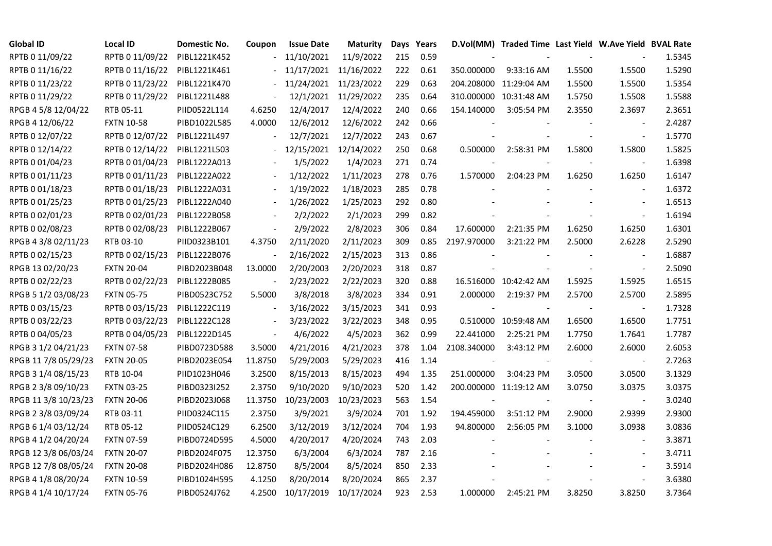| Global ID | Local ID | Domestic No. | Coupon | Issue Date | Maturity | Days | Years | D.Vol(MM) | Traded Time | Last Yield | W.Ave Yield | BVAL Rate |
|---|---|---|---|---|---|---|---|---|---|---|---|---|
| RPTB 0 11/09/22 | RPTB 0 11/09/22 | PIBL1221K452 | - | 11/10/2021 | 11/9/2022 | 215 | 0.59 | - | - | - | - | 1.5345 |
| RPTB 0 11/16/22 | RPTB 0 11/16/22 | PIBL1221K461 | - | 11/17/2021 | 11/16/2022 | 222 | 0.61 | 350.000000 | 9:33:16 AM | 1.5500 | 1.5500 | 1.5290 |
| RPTB 0 11/23/22 | RPTB 0 11/23/22 | PIBL1221K470 | - | 11/24/2021 | 11/23/2022 | 229 | 0.63 | 204.208000 | 11:29:04 AM | 1.5500 | 1.5500 | 1.5354 |
| RPTB 0 11/29/22 | RPTB 0 11/29/22 | PIBL1221L488 | - | 12/1/2021 | 11/29/2022 | 235 | 0.64 | 310.000000 | 10:31:48 AM | 1.5750 | 1.5508 | 1.5588 |
| RPGB 4 5/8 12/04/22 | RTB 05-11 | PIID0522L114 | 4.6250 | 12/4/2017 | 12/4/2022 | 240 | 0.66 | 154.140000 | 3:05:54 PM | 2.3550 | 2.3697 | 2.3651 |
| RPGB 4 12/06/22 | FXTN 10-58 | PIBD1022L585 | 4.0000 | 12/6/2012 | 12/6/2022 | 242 | 0.66 | - | - | - | - | 2.4287 |
| RPTB 0 12/07/22 | RPTB 0 12/07/22 | PIBL1221L497 | - | 12/7/2021 | 12/7/2022 | 243 | 0.67 | - | - | - | - | 1.5770 |
| RPTB 0 12/14/22 | RPTB 0 12/14/22 | PIBL1221L503 | - | 12/15/2021 | 12/14/2022 | 250 | 0.68 | 0.500000 | 2:58:31 PM | 1.5800 | 1.5800 | 1.5825 |
| RPTB 0 01/04/23 | RPTB 0 01/04/23 | PIBL1222A013 | - | 1/5/2022 | 1/4/2023 | 271 | 0.74 | - | - | - | - | 1.6398 |
| RPTB 0 01/11/23 | RPTB 0 01/11/23 | PIBL1222A022 | - | 1/12/2022 | 1/11/2023 | 278 | 0.76 | 1.570000 | 2:04:23 PM | 1.6250 | 1.6250 | 1.6147 |
| RPTB 0 01/18/23 | RPTB 0 01/18/23 | PIBL1222A031 | - | 1/19/2022 | 1/18/2023 | 285 | 0.78 | - | - | - | - | 1.6372 |
| RPTB 0 01/25/23 | RPTB 0 01/25/23 | PIBL1222A040 | - | 1/26/2022 | 1/25/2023 | 292 | 0.80 | - | - | - | - | 1.6513 |
| RPTB 0 02/01/23 | RPTB 0 02/01/23 | PIBL1222B058 | - | 2/2/2022 | 2/1/2023 | 299 | 0.82 | - | - | - | - | 1.6194 |
| RPTB 0 02/08/23 | RPTB 0 02/08/23 | PIBL1222B067 | - | 2/9/2022 | 2/8/2023 | 306 | 0.84 | 17.600000 | 2:21:35 PM | 1.6250 | 1.6250 | 1.6301 |
| RPGB 4 3/8 02/11/23 | RTB 03-10 | PIID0323B101 | 4.3750 | 2/11/2020 | 2/11/2023 | 309 | 0.85 | 2197.970000 | 3:21:22 PM | 2.5000 | 2.6228 | 2.5290 |
| RPTB 0 02/15/23 | RPTB 0 02/15/23 | PIBL1222B076 | - | 2/16/2022 | 2/15/2023 | 313 | 0.86 | - | - | - | - | 1.6887 |
| RPGB 13 02/20/23 | FXTN 20-04 | PIBD2023B048 | 13.0000 | 2/20/2003 | 2/20/2023 | 318 | 0.87 | - | - | - | - | 2.5090 |
| RPTB 0 02/22/23 | RPTB 0 02/22/23 | PIBL1222B085 | - | 2/23/2022 | 2/22/2023 | 320 | 0.88 | 16.516000 | 10:42:42 AM | 1.5925 | 1.5925 | 1.6515 |
| RPGB 5 1/2 03/08/23 | FXTN 05-75 | PIBD0523C752 | 5.5000 | 3/8/2018 | 3/8/2023 | 334 | 0.91 | 2.000000 | 2:19:37 PM | 2.5700 | 2.5700 | 2.5895 |
| RPTB 0 03/15/23 | RPTB 0 03/15/23 | PIBL1222C119 | - | 3/16/2022 | 3/15/2023 | 341 | 0.93 | - | - | - | - | 1.7328 |
| RPTB 0 03/22/23 | RPTB 0 03/22/23 | PIBL1222C128 | - | 3/23/2022 | 3/22/2023 | 348 | 0.95 | 0.510000 | 10:59:48 AM | 1.6500 | 1.6500 | 1.7751 |
| RPTB 0 04/05/23 | RPTB 0 04/05/23 | PIBL1222D145 | - | 4/6/2022 | 4/5/2023 | 362 | 0.99 | 22.441000 | 2:25:21 PM | 1.7750 | 1.7641 | 1.7787 |
| RPGB 3 1/2 04/21/23 | FXTN 07-58 | PIBD0723D588 | 3.5000 | 4/21/2016 | 4/21/2023 | 378 | 1.04 | 2108.340000 | 3:43:12 PM | 2.6000 | 2.6000 | 2.6053 |
| RPGB 11 7/8 05/29/23 | FXTN 20-05 | PIBD2023E054 | 11.8750 | 5/29/2003 | 5/29/2023 | 416 | 1.14 | - | - | - | - | 2.7263 |
| RPGB 3 1/4 08/15/23 | RTB 10-04 | PIID1023H046 | 3.2500 | 8/15/2013 | 8/15/2023 | 494 | 1.35 | 251.000000 | 3:04:23 PM | 3.0500 | 3.0500 | 3.1329 |
| RPGB 2 3/8 09/10/23 | FXTN 03-25 | PIBD0323I252 | 2.3750 | 9/10/2020 | 9/10/2023 | 520 | 1.42 | 200.000000 | 11:19:12 AM | 3.0750 | 3.0375 | 3.0375 |
| RPGB 11 3/8 10/23/23 | FXTN 20-06 | PIBD2023J068 | 11.3750 | 10/23/2003 | 10/23/2023 | 563 | 1.54 | - | - | - | - | 3.0240 |
| RPGB 2 3/8 03/09/24 | RTB 03-11 | PIID0324C115 | 2.3750 | 3/9/2021 | 3/9/2024 | 701 | 1.92 | 194.459000 | 3:51:12 PM | 2.9000 | 2.9399 | 2.9300 |
| RPGB 6 1/4 03/12/24 | RTB 05-12 | PIID0524C129 | 6.2500 | 3/12/2019 | 3/12/2024 | 704 | 1.93 | 94.800000 | 2:56:05 PM | 3.1000 | 3.0938 | 3.0836 |
| RPGB 4 1/2 04/20/24 | FXTN 07-59 | PIBD0724D595 | 4.5000 | 4/20/2017 | 4/20/2024 | 743 | 2.03 | - | - | - | - | 3.3871 |
| RPGB 12 3/8 06/03/24 | FXTN 20-07 | PIBD2024F075 | 12.3750 | 6/3/2004 | 6/3/2024 | 787 | 2.16 | - | - | - | - | 3.4711 |
| RPGB 12 7/8 08/05/24 | FXTN 20-08 | PIBD2024H086 | 12.8750 | 8/5/2004 | 8/5/2024 | 850 | 2.33 | - | - | - | - | 3.5914 |
| RPGB 4 1/8 08/20/24 | FXTN 10-59 | PIBD1024H595 | 4.1250 | 8/20/2014 | 8/20/2024 | 865 | 2.37 | - | - | - | - | 3.6380 |
| RPGB 4 1/4 10/17/24 | FXTN 05-76 | PIBD0524J762 | 4.2500 | 10/17/2019 | 10/17/2024 | 923 | 2.53 | 1.000000 | 2:45:21 PM | 3.8250 | 3.8250 | 3.7364 |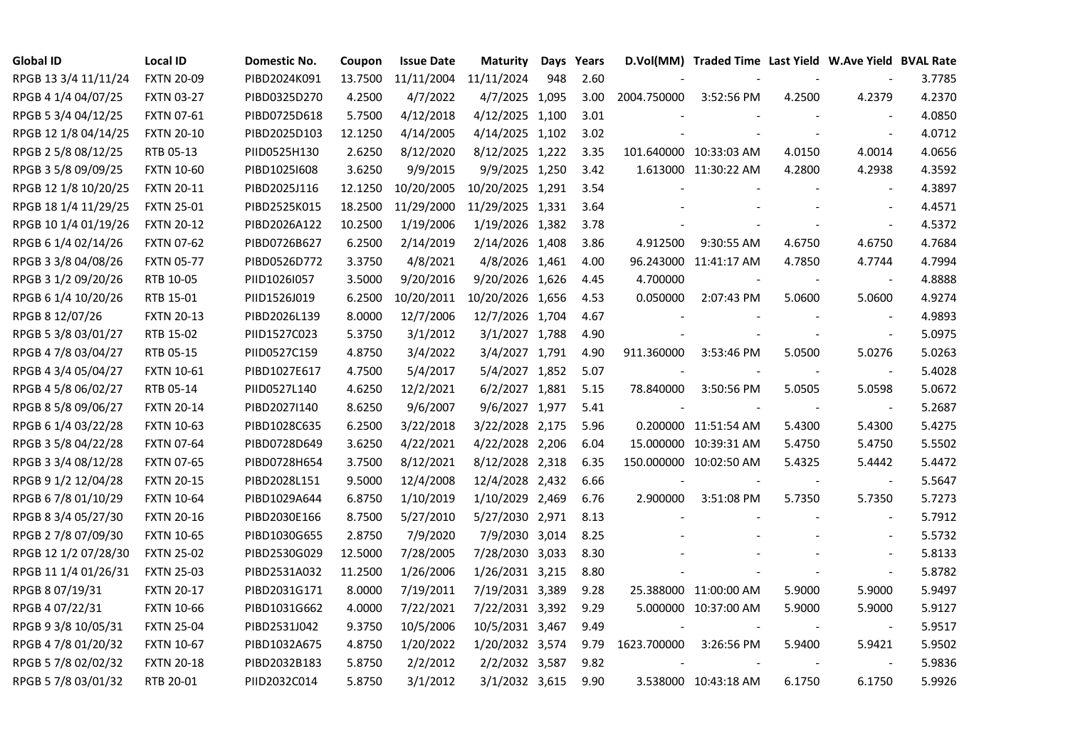| Global ID | Local ID | Domestic No. | Coupon | Issue Date | Maturity | Days | Years | D.Vol(MM) | Traded Time | Last Yield | W.Ave Yield | BVAL Rate |
|---|---|---|---|---|---|---|---|---|---|---|---|---|
| RPGB 13 3/4 11/11/24 | FXTN 20-09 | PIBD2024K091 | 13.7500 | 11/11/2004 | 11/11/2024 | 948 | 2.60 | - | - | - | - | 3.7785 |
| RPGB 4 1/4 04/07/25 | FXTN 03-27 | PIBD0325D270 | 4.2500 | 4/7/2022 | 4/7/2025 | 1,095 | 3.00 | 2004.750000 | 3:52:56 PM | 4.2500 | 4.2379 | 4.2370 |
| RPGB 5 3/4 04/12/25 | FXTN 07-61 | PIBD0725D618 | 5.7500 | 4/12/2018 | 4/12/2025 | 1,100 | 3.01 | - | - | - | - | 4.0850 |
| RPGB 12 1/8 04/14/25 | FXTN 20-10 | PIBD2025D103 | 12.1250 | 4/14/2005 | 4/14/2025 | 1,102 | 3.02 | - | - | - | - | 4.0712 |
| RPGB 2 5/8 08/12/25 | RTB 05-13 | PIID0525H130 | 2.6250 | 8/12/2020 | 8/12/2025 | 1,222 | 3.35 | 101.640000 | 10:33:03 AM | 4.0150 | 4.0014 | 4.0656 |
| RPGB 3 5/8 09/09/25 | FXTN 10-60 | PIBD1025I608 | 3.6250 | 9/9/2015 | 9/9/2025 | 1,250 | 3.42 | 1.613000 | 11:30:22 AM | 4.2800 | 4.2938 | 4.3592 |
| RPGB 12 1/8 10/20/25 | FXTN 20-11 | PIBD2025J116 | 12.1250 | 10/20/2005 | 10/20/2025 | 1,291 | 3.54 | - | - | - | - | 4.3897 |
| RPGB 18 1/4 11/29/25 | FXTN 25-01 | PIBD2525K015 | 18.2500 | 11/29/2000 | 11/29/2025 | 1,331 | 3.64 | - | - | - | - | 4.4571 |
| RPGB 10 1/4 01/19/26 | FXTN 20-12 | PIBD2026A122 | 10.2500 | 1/19/2006 | 1/19/2026 | 1,382 | 3.78 | - | - | - | - | 4.5372 |
| RPGB 6 1/4 02/14/26 | FXTN 07-62 | PIBD0726B627 | 6.2500 | 2/14/2019 | 2/14/2026 | 1,408 | 3.86 | 4.912500 | 9:30:55 AM | 4.6750 | 4.6750 | 4.7684 |
| RPGB 3 3/8 04/08/26 | FXTN 05-77 | PIBD0526D772 | 3.3750 | 4/8/2021 | 4/8/2026 | 1,461 | 4.00 | 96.243000 | 11:41:17 AM | 4.7850 | 4.7744 | 4.7994 |
| RPGB 3 1/2 09/20/26 | RTB 10-05 | PIID1026I057 | 3.5000 | 9/20/2016 | 9/20/2026 | 1,626 | 4.45 | 4.700000 | - | - | - | 4.8888 |
| RPGB 6 1/4 10/20/26 | RTB 15-01 | PIID1526J019 | 6.2500 | 10/20/2011 | 10/20/2026 | 1,656 | 4.53 | 0.050000 | 2:07:43 PM | 5.0600 | 5.0600 | 4.9274 |
| RPGB 8 12/07/26 | FXTN 20-13 | PIBD2026L139 | 8.0000 | 12/7/2006 | 12/7/2026 | 1,704 | 4.67 | - | - | - | - | 4.9893 |
| RPGB 5 3/8 03/01/27 | RTB 15-02 | PIID1527C023 | 5.3750 | 3/1/2012 | 3/1/2027 | 1,788 | 4.90 | - | - | - | - | 5.0975 |
| RPGB 4 7/8 03/04/27 | RTB 05-15 | PIID0527C159 | 4.8750 | 3/4/2022 | 3/4/2027 | 1,791 | 4.90 | 911.360000 | 3:53:46 PM | 5.0500 | 5.0276 | 5.0263 |
| RPGB 4 3/4 05/04/27 | FXTN 10-61 | PIBD1027E617 | 4.7500 | 5/4/2017 | 5/4/2027 | 1,852 | 5.07 | - | - | - | - | 5.4028 |
| RPGB 4 5/8 06/02/27 | RTB 05-14 | PIID0527L140 | 4.6250 | 12/2/2021 | 6/2/2027 | 1,881 | 5.15 | 78.840000 | 3:50:56 PM | 5.0505 | 5.0598 | 5.0672 |
| RPGB 8 5/8 09/06/27 | FXTN 20-14 | PIBD2027I140 | 8.6250 | 9/6/2007 | 9/6/2027 | 1,977 | 5.41 | - | - | - | - | 5.2687 |
| RPGB 6 1/4 03/22/28 | FXTN 10-63 | PIBD1028C635 | 6.2500 | 3/22/2018 | 3/22/2028 | 2,175 | 5.96 | 0.200000 | 11:51:54 AM | 5.4300 | 5.4300 | 5.4275 |
| RPGB 3 5/8 04/22/28 | FXTN 07-64 | PIBD0728D649 | 3.6250 | 4/22/2021 | 4/22/2028 | 2,206 | 6.04 | 15.000000 | 10:39:31 AM | 5.4750 | 5.4750 | 5.5502 |
| RPGB 3 3/4 08/12/28 | FXTN 07-65 | PIBD0728H654 | 3.7500 | 8/12/2021 | 8/12/2028 | 2,318 | 6.35 | 150.000000 | 10:02:50 AM | 5.4325 | 5.4442 | 5.4472 |
| RPGB 9 1/2 12/04/28 | FXTN 20-15 | PIBD2028L151 | 9.5000 | 12/4/2008 | 12/4/2028 | 2,432 | 6.66 | - | - | - | - | 5.5647 |
| RPGB 6 7/8 01/10/29 | FXTN 10-64 | PIBD1029A644 | 6.8750 | 1/10/2019 | 1/10/2029 | 2,469 | 6.76 | 2.900000 | 3:51:08 PM | 5.7350 | 5.7350 | 5.7273 |
| RPGB 8 3/4 05/27/30 | FXTN 20-16 | PIBD2030E166 | 8.7500 | 5/27/2010 | 5/27/2030 | 2,971 | 8.13 | - | - | - | - | 5.7912 |
| RPGB 2 7/8 07/09/30 | FXTN 10-65 | PIBD1030G655 | 2.8750 | 7/9/2020 | 7/9/2030 | 3,014 | 8.25 | - | - | - | - | 5.5732 |
| RPGB 12 1/2 07/28/30 | FXTN 25-02 | PIBD2530G029 | 12.5000 | 7/28/2005 | 7/28/2030 | 3,033 | 8.30 | - | - | - | - | 5.8133 |
| RPGB 11 1/4 01/26/31 | FXTN 25-03 | PIBD2531A032 | 11.2500 | 1/26/2006 | 1/26/2031 | 3,215 | 8.80 | - | - | - | - | 5.8782 |
| RPGB 8 07/19/31 | FXTN 20-17 | PIBD2031G171 | 8.0000 | 7/19/2011 | 7/19/2031 | 3,389 | 9.28 | 25.388000 | 11:00:00 AM | 5.9000 | 5.9000 | 5.9497 |
| RPGB 4 07/22/31 | FXTN 10-66 | PIBD1031G662 | 4.0000 | 7/22/2021 | 7/22/2031 | 3,392 | 9.29 | 5.000000 | 10:37:00 AM | 5.9000 | 5.9000 | 5.9127 |
| RPGB 9 3/8 10/05/31 | FXTN 25-04 | PIBD2531J042 | 9.3750 | 10/5/2006 | 10/5/2031 | 3,467 | 9.49 | - | - | - | - | 5.9517 |
| RPGB 4 7/8 01/20/32 | FXTN 10-67 | PIBD1032A675 | 4.8750 | 1/20/2022 | 1/20/2032 | 3,574 | 9.79 | 1623.700000 | 3:26:56 PM | 5.9400 | 5.9421 | 5.9502 |
| RPGB 5 7/8 02/02/32 | FXTN 20-18 | PIBD2032B183 | 5.8750 | 2/2/2012 | 2/2/2032 | 3,587 | 9.82 | - | - | - | - | 5.9836 |
| RPGB 5 7/8 03/01/32 | RTB 20-01 | PIID2032C014 | 5.8750 | 3/1/2012 | 3/1/2032 | 3,615 | 9.90 | 3.538000 | 10:43:18 AM | 6.1750 | 6.1750 | 5.9926 |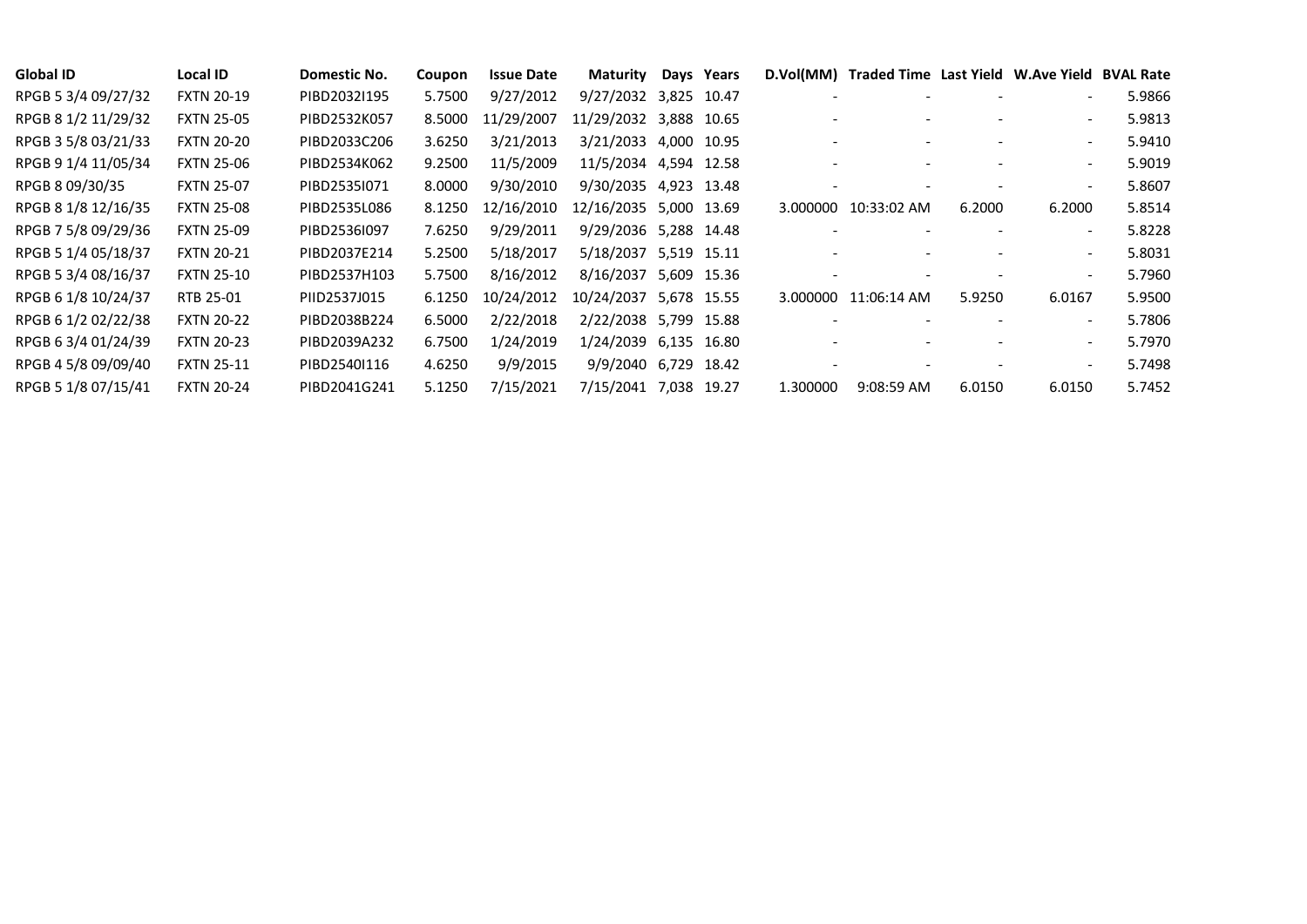| Global ID | Local ID | Domestic No. | Coupon | Issue Date | Maturity | Days | Years | D.Vol(MM) | Traded Time | Last Yield | W.Ave Yield | BVAL Rate |
|---|---|---|---|---|---|---|---|---|---|---|---|---|
| RPGB 5 3/4 09/27/32 | FXTN 20-19 | PIBD2032I195 | 5.7500 | 9/27/2012 | 9/27/2032 | 3,825 | 10.47 | - | - | - | - | 5.9866 |
| RPGB 8 1/2 11/29/32 | FXTN 25-05 | PIBD2532K057 | 8.5000 | 11/29/2007 | 11/29/2032 | 3,888 | 10.65 | - | - | - | - | 5.9813 |
| RPGB 3 5/8 03/21/33 | FXTN 20-20 | PIBD2033C206 | 3.6250 | 3/21/2013 | 3/21/2033 | 4,000 | 10.95 | - | - | - | - | 5.9410 |
| RPGB 9 1/4 11/05/34 | FXTN 25-06 | PIBD2534K062 | 9.2500 | 11/5/2009 | 11/5/2034 | 4,594 | 12.58 | - | - | - | - | 5.9019 |
| RPGB 8 09/30/35 | FXTN 25-07 | PIBD2535I071 | 8.0000 | 9/30/2010 | 9/30/2035 | 4,923 | 13.48 | - | - | - | - | 5.8607 |
| RPGB 8 1/8 12/16/35 | FXTN 25-08 | PIBD2535L086 | 8.1250 | 12/16/2010 | 12/16/2035 | 5,000 | 13.69 | 3.000000 | 10:33:02 AM | 6.2000 | 6.2000 | 5.8514 |
| RPGB 7 5/8 09/29/36 | FXTN 25-09 | PIBD2536I097 | 7.6250 | 9/29/2011 | 9/29/2036 | 5,288 | 14.48 | - | - | - | - | 5.8228 |
| RPGB 5 1/4 05/18/37 | FXTN 20-21 | PIBD2037E214 | 5.2500 | 5/18/2017 | 5/18/2037 | 5,519 | 15.11 | - | - | - | - | 5.8031 |
| RPGB 5 3/4 08/16/37 | FXTN 25-10 | PIBD2537H103 | 5.7500 | 8/16/2012 | 8/16/2037 | 5,609 | 15.36 | - | - | - | - | 5.7960 |
| RPGB 6 1/8 10/24/37 | RTB 25-01 | PIID2537J015 | 6.1250 | 10/24/2012 | 10/24/2037 | 5,678 | 15.55 | 3.000000 | 11:06:14 AM | 5.9250 | 6.0167 | 5.9500 |
| RPGB 6 1/2 02/22/38 | FXTN 20-22 | PIBD2038B224 | 6.5000 | 2/22/2018 | 2/22/2038 | 5,799 | 15.88 | - | - | - | - | 5.7806 |
| RPGB 6 3/4 01/24/39 | FXTN 20-23 | PIBD2039A232 | 6.7500 | 1/24/2019 | 1/24/2039 | 6,135 | 16.80 | - | - | - | - | 5.7970 |
| RPGB 4 5/8 09/09/40 | FXTN 25-11 | PIBD2540I116 | 4.6250 | 9/9/2015 | 9/9/2040 | 6,729 | 18.42 | - | - | - | - | 5.7498 |
| RPGB 5 1/8 07/15/41 | FXTN 20-24 | PIBD2041G241 | 5.1250 | 7/15/2021 | 7/15/2041 | 7,038 | 19.27 | 1.300000 | 9:08:59 AM | 6.0150 | 6.0150 | 5.7452 |